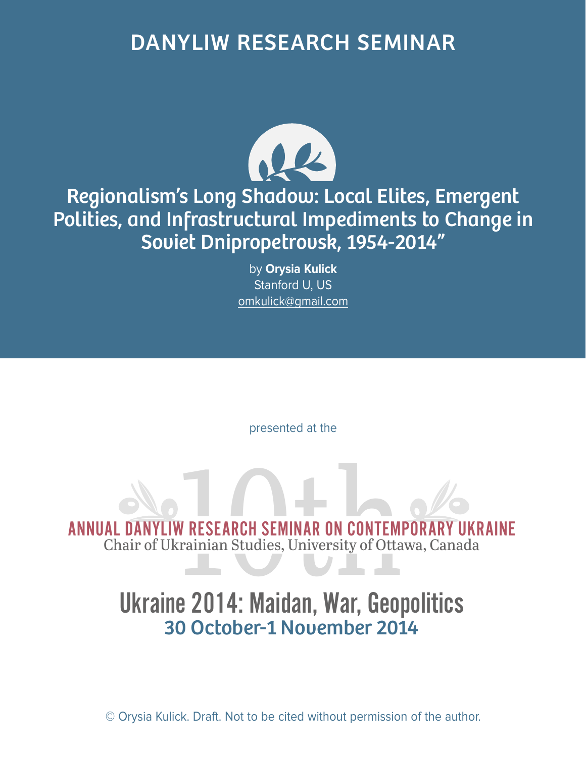# DANYLIW RESEARCH SEMINAR

## Regionalism's Long Shadow: Local Elites, Emergent Polities, and Infrastructural Impediments to Change in Soviet Dnipropetrovsk, 1954-2014"

by **Orysia Kulick**
Stanford U, US
omkulick@gmail.com

presented at the

10th
ANNUAL DANYLIW RESEARCH SEMINAR ON CONTEMPORARY UKRAINE
Chair of Ukrainian Studies, University of Ottawa, Canada

Ukraine 2014: Maidan, War, Geopolitics
30 October-1 November 2014

© Orysia Kulick. Draft. Not to be cited without permission of the author.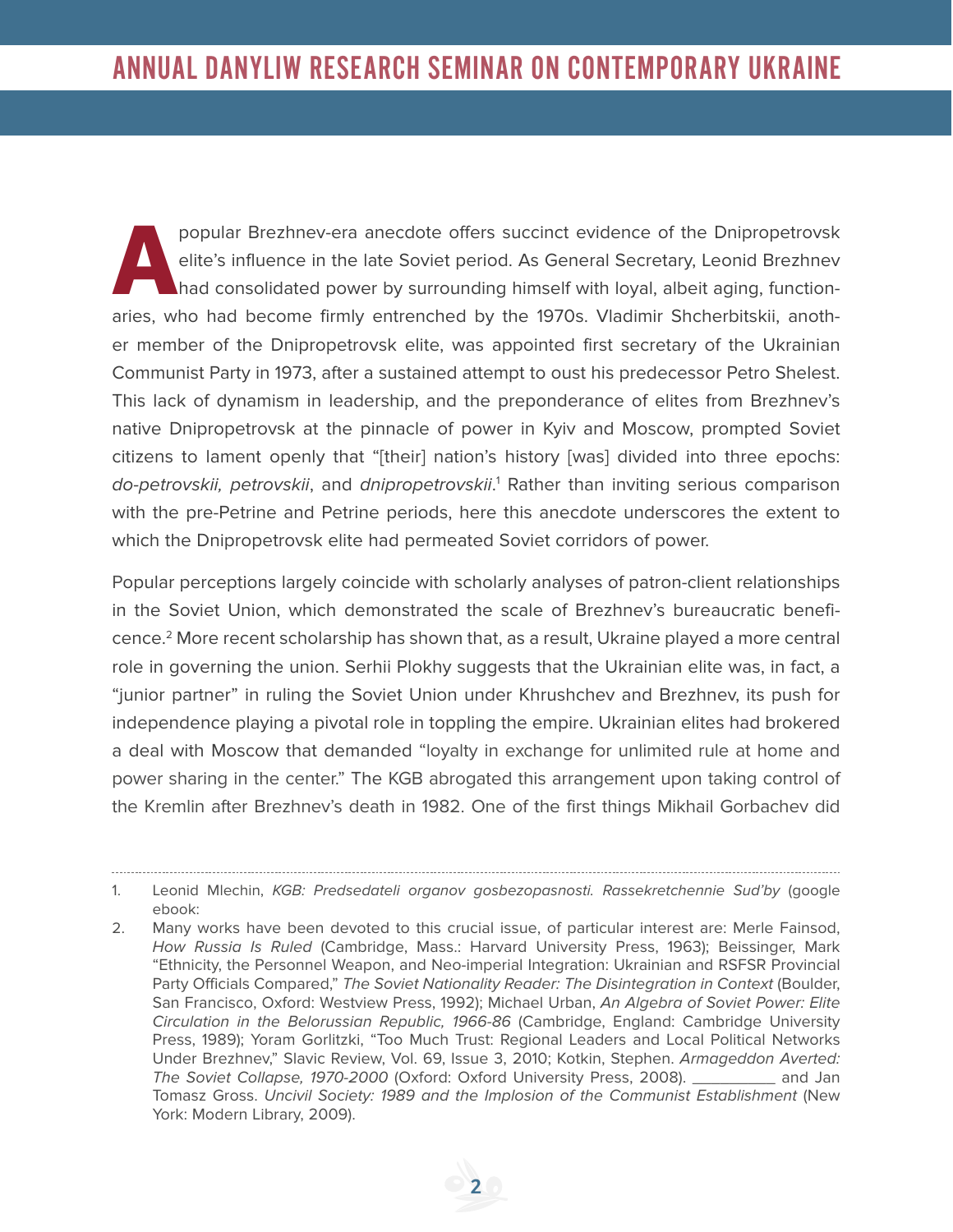A popular Brezhnev-era anecdote offers succinct evidence of the Dnipropetrovsk elite's influence in the late Soviet period. As General Secretary, Leonid Brezhnev had consolidated power by surrounding himself with loyal, albeit aging, functionaries, who had become firmly entrenched by the 1970s. Vladimir Shcherbitskii, another member of the Dnipropetrovsk elite, was appointed first secretary of the Ukrainian Communist Party in 1973, after a sustained attempt to oust his predecessor Petro Shelest. This lack of dynamism in leadership, and the preponderance of elites from Brezhnev's native Dnipropetrovsk at the pinnacle of power in Kyiv and Moscow, prompted Soviet citizens to lament openly that "[their] nation's history [was] divided into three epochs: *do-petrovskii, petrovskii*, and *dnipropetrovskii*.[1] Rather than inviting serious comparison with the pre-Petrine and Petrine periods, here this anecdote underscores the extent to which the Dnipropetrovsk elite had permeated Soviet corridors of power.

Popular perceptions largely coincide with scholarly analyses of patron-client relationships in the Soviet Union, which demonstrated the scale of Brezhnev's bureaucratic beneficence.[2] More recent scholarship has shown that, as a result, Ukraine played a more central role in governing the union. Serhii Plokhy suggests that the Ukrainian elite was, in fact, a "junior partner" in ruling the Soviet Union under Khrushchev and Brezhnev, its push for independence playing a pivotal role in toppling the empire. Ukrainian elites had brokered a deal with Moscow that demanded "loyalty in exchange for unlimited rule at home and power sharing in the center." The KGB abrogated this arrangement upon taking control of the Kremlin after Brezhnev's death in 1982. One of the first things Mikhail Gorbachev did

---

1. Leonid Mlechin, *KGB: Predsedateli organov gosbezopasnosti. Rassekretchennie Sud'by* (google ebook:
2. Many works have been devoted to this crucial issue, of particular interest are: Merle Fainsod, *How Russia Is Ruled* (Cambridge, Mass.: Harvard University Press, 1963); Beissinger, Mark "Ethnicity, the Personnel Weapon, and Neo-imperial Integration: Ukrainian and RSFSR Provincial Party Officials Compared," *The Soviet Nationality Reader: The Disintegration in Context* (Boulder, San Francisco, Oxford: Westview Press, 1992); Michael Urban, *An Algebra of Soviet Power: Elite Circulation in the Belorussian Republic, 1966-86* (Cambridge, England: Cambridge University Press, 1989); Yoram Gorlitzki, "Too Much Trust: Regional Leaders and Local Political Networks Under Brezhnev," Slavic Review, Vol. 69, Issue 3, 2010; Kotkin, Stephen. *Armageddon Averted: The Soviet Collapse, 1970-2000* (Oxford: Oxford University Press, 2008). __________ and Jan Tomasz Gross. *Uncivil Society: 1989 and the Implosion of the Communist Establishment* (New York: Modern Library, 2009).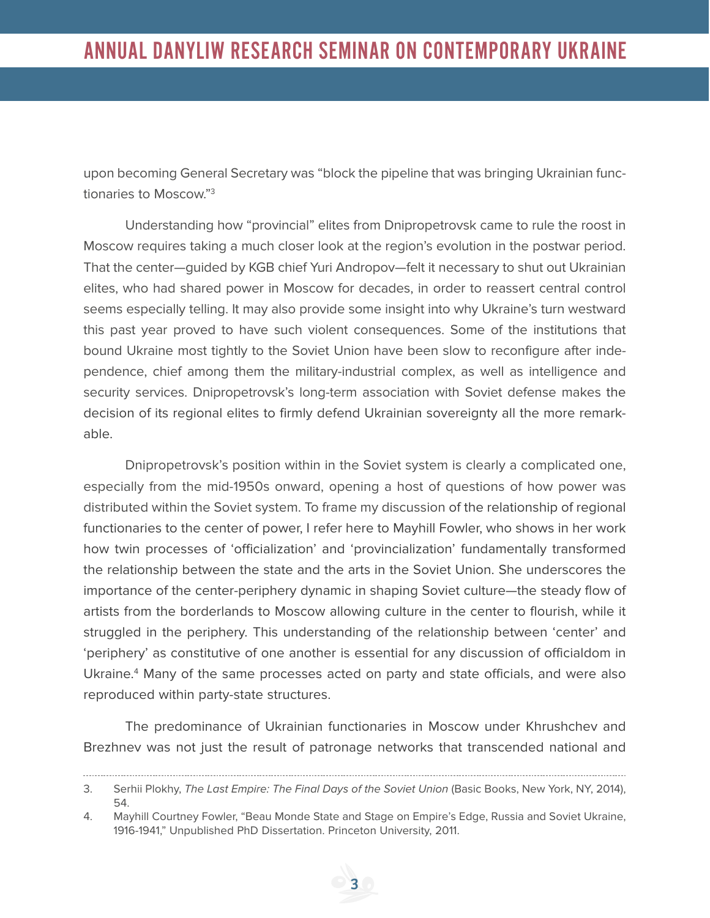upon becoming General Secretary was "block the pipeline that was bringing Ukrainian functionaries to Moscow."[3]

Understanding how "provincial" elites from Dnipropetrovsk came to rule the roost in Moscow requires taking a much closer look at the region's evolution in the postwar period. That the center—guided by KGB chief Yuri Andropov—felt it necessary to shut out Ukrainian elites, who had shared power in Moscow for decades, in order to reassert central control seems especially telling. It may also provide some insight into why Ukraine's turn westward this past year proved to have such violent consequences. Some of the institutions that bound Ukraine most tightly to the Soviet Union have been slow to reconfigure after independence, chief among them the military-industrial complex, as well as intelligence and security services. Dnipropetrovsk's long-term association with Soviet defense makes the decision of its regional elites to firmly defend Ukrainian sovereignty all the more remarkable.

Dnipropetrovsk's position within in the Soviet system is clearly a complicated one, especially from the mid-1950s onward, opening a host of questions of how power was distributed within the Soviet system. To frame my discussion of the relationship of regional functionaries to the center of power, I refer here to Mayhill Fowler, who shows in her work how twin processes of 'officialization' and 'provincialization' fundamentally transformed the relationship between the state and the arts in the Soviet Union. She underscores the importance of the center-periphery dynamic in shaping Soviet culture—the steady flow of artists from the borderlands to Moscow allowing culture in the center to flourish, while it struggled in the periphery. This understanding of the relationship between 'center' and 'periphery' as constitutive of one another is essential for any discussion of officialdom in Ukraine.[4] Many of the same processes acted on party and state officials, and were also reproduced within party-state structures.

The predominance of Ukrainian functionaries in Moscow under Khrushchev and Brezhnev was not just the result of patronage networks that transcended national and

---

3. Serhii Plokhy, *The Last Empire: The Final Days of the Soviet Union* (Basic Books, New York, NY, 2014), 54.

4. Mayhill Courtney Fowler, "Beau Monde State and Stage on Empire's Edge, Russia and Soviet Ukraine, 1916-1941," Unpublished PhD Dissertation. Princeton University, 2011.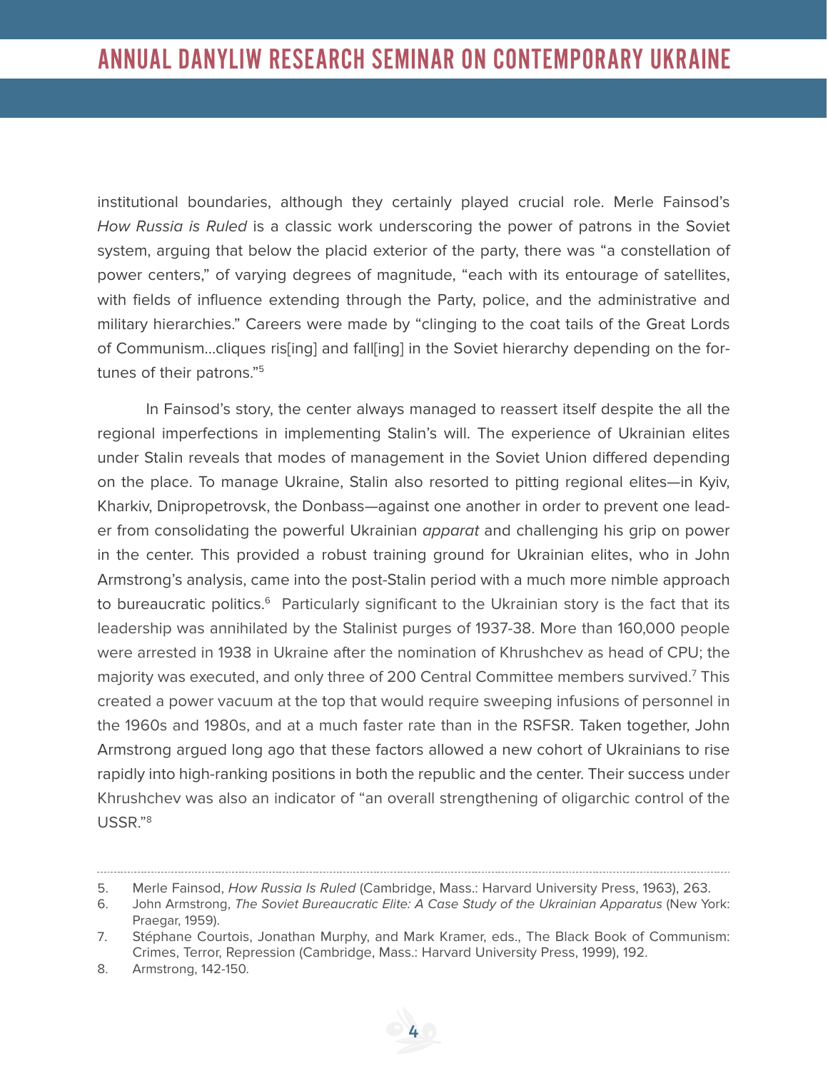institutional boundaries, although they certainly played crucial role. Merle Fainsod's *How Russia is Ruled* is a classic work underscoring the power of patrons in the Soviet system, arguing that below the placid exterior of the party, there was "a constellation of power centers," of varying degrees of magnitude, "each with its entourage of satellites, with fields of influence extending through the Party, police, and the administrative and military hierarchies." Careers were made by "clinging to the coat tails of the Great Lords of Communism...cliques ris[ing] and fall[ing] in the Soviet hierarchy depending on the fortunes of their patrons."[5]

In Fainsod's story, the center always managed to reassert itself despite the all the regional imperfections in implementing Stalin's will. The experience of Ukrainian elites under Stalin reveals that modes of management in the Soviet Union differed depending on the place. To manage Ukraine, Stalin also resorted to pitting regional elites—in Kyiv, Kharkiv, Dnipropetrovsk, the Donbass—against one another in order to prevent one leader from consolidating the powerful Ukrainian *apparat* and challenging his grip on power in the center. This provided a robust training ground for Ukrainian elites, who in John Armstrong's analysis, came into the post-Stalin period with a much more nimble approach to bureaucratic politics.[6] Particularly significant to the Ukrainian story is the fact that its leadership was annihilated by the Stalinist purges of 1937-38. More than 160,000 people were arrested in 1938 in Ukraine after the nomination of Khrushchev as head of CPU; the majority was executed, and only three of 200 Central Committee members survived.[7] This created a power vacuum at the top that would require sweeping infusions of personnel in the 1960s and 1980s, and at a much faster rate than in the RSFSR. Taken together, John Armstrong argued long ago that these factors allowed a new cohort of Ukrainians to rise rapidly into high-ranking positions in both the republic and the center. Their success under Khrushchev was also an indicator of "an overall strengthening of oligarchic control of the USSR."[8]

---

5. Merle Fainsod, *How Russia Is Ruled* (Cambridge, Mass.: Harvard University Press, 1963), 263.
6. John Armstrong, *The Soviet Bureaucratic Elite: A Case Study of the Ukrainian Apparatus* (New York: Praegar, 1959).
7. Stéphane Courtois, Jonathan Murphy, and Mark Kramer, eds., The Black Book of Communism: Crimes, Terror, Repression (Cambridge, Mass.: Harvard University Press, 1999), 192.
8. Armstrong, 142-150.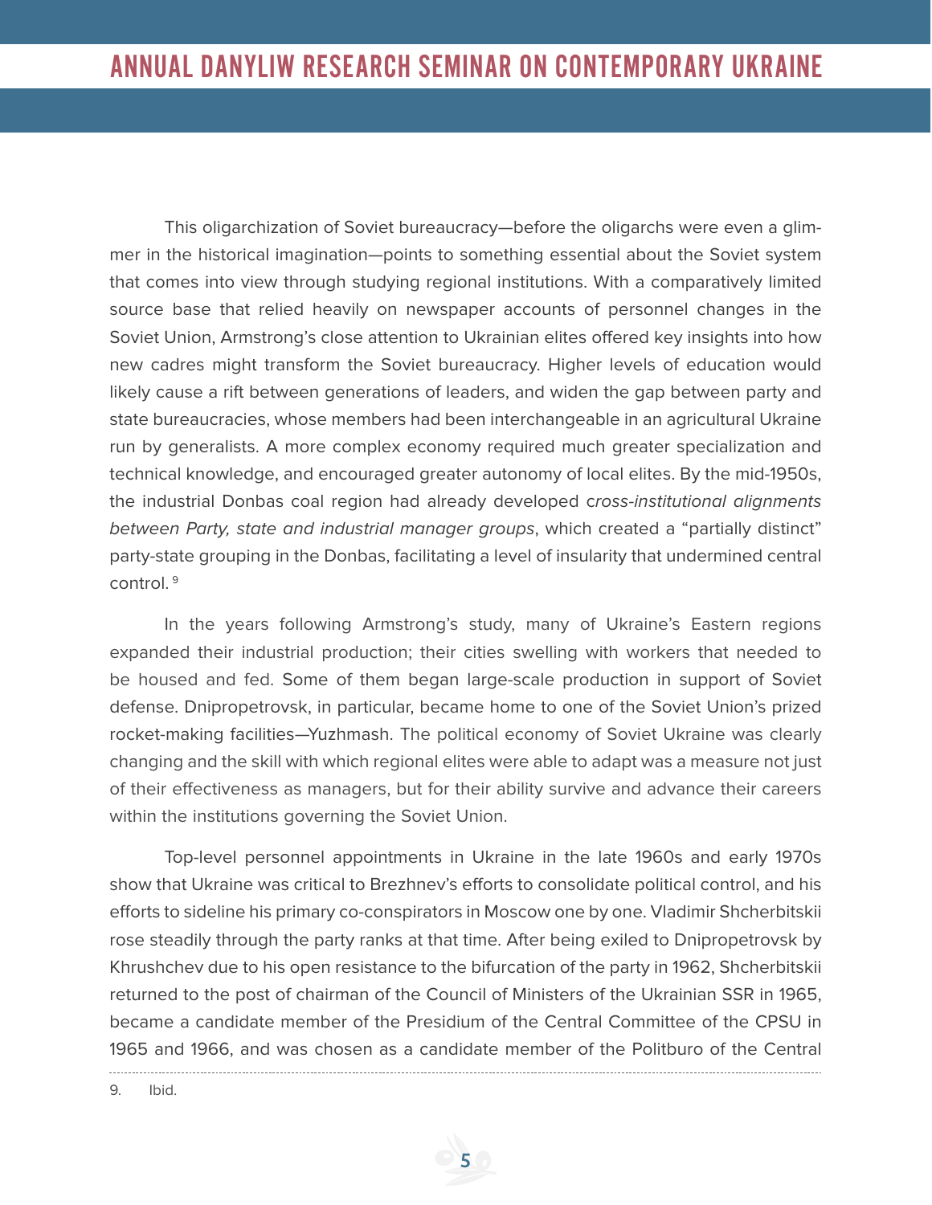This oligarchization of Soviet bureaucracy—before the oligarchs were even a glimmer in the historical imagination—points to something essential about the Soviet system that comes into view through studying regional institutions. With a comparatively limited source base that relied heavily on newspaper accounts of personnel changes in the Soviet Union, Armstrong's close attention to Ukrainian elites offered key insights into how new cadres might transform the Soviet bureaucracy. Higher levels of education would likely cause a rift between generations of leaders, and widen the gap between party and state bureaucracies, whose members had been interchangeable in an agricultural Ukraine run by generalists. A more complex economy required much greater specialization and technical knowledge, and encouraged greater autonomy of local elites. By the mid-1950s, the industrial Donbas coal region had already developed c*ross-institutional alignments between Party, state and industrial manager groups*, which created a "partially distinct" party-state grouping in the Donbas, facilitating a level of insularity that undermined central control. [9]

In the years following Armstrong's study, many of Ukraine's Eastern regions expanded their industrial production; their cities swelling with workers that needed to be housed and fed. Some of them began large-scale production in support of Soviet defense. Dnipropetrovsk, in particular, became home to one of the Soviet Union's prized rocket-making facilities—Yuzhmash. The political economy of Soviet Ukraine was clearly changing and the skill with which regional elites were able to adapt was a measure not just of their effectiveness as managers, but for their ability survive and advance their careers within the institutions governing the Soviet Union.

Top-level personnel appointments in Ukraine in the late 1960s and early 1970s show that Ukraine was critical to Brezhnev's efforts to consolidate political control, and his efforts to sideline his primary co-conspirators in Moscow one by one. Vladimir Shcherbitskii rose steadily through the party ranks at that time. After being exiled to Dnipropetrovsk by Khrushchev due to his open resistance to the bifurcation of the party in 1962, Shcherbitskii returned to the post of chairman of the Council of Ministers of the Ukrainian SSR in 1965, became a candidate member of the Presidium of the Central Committee of the CPSU in 1965 and 1966, and was chosen as a candidate member of the Politburo of the Central

9. Ibid.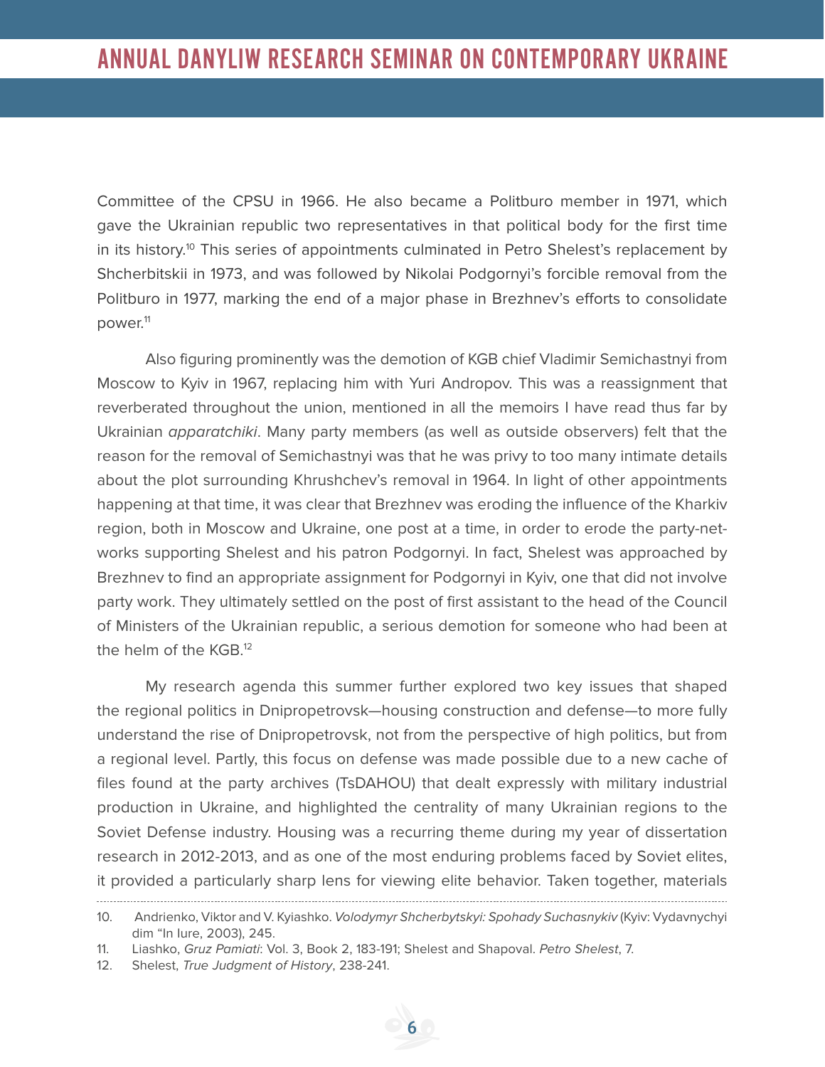Committee of the CPSU in 1966. He also became a Politburo member in 1971, which gave the Ukrainian republic two representatives in that political body for the first time in its history.[10] This series of appointments culminated in Petro Shelest's replacement by Shcherbitskii in 1973, and was followed by Nikolai Podgornyi's forcible removal from the Politburo in 1977, marking the end of a major phase in Brezhnev's efforts to consolidate power.[11]

Also figuring prominently was the demotion of KGB chief Vladimir Semichastnyi from Moscow to Kyiv in 1967, replacing him with Yuri Andropov. This was a reassignment that reverberated throughout the union, mentioned in all the memoirs I have read thus far by Ukrainian *apparatchiki*. Many party members (as well as outside observers) felt that the reason for the removal of Semichastnyi was that he was privy to too many intimate details about the plot surrounding Khrushchev's removal in 1964. In light of other appointments happening at that time, it was clear that Brezhnev was eroding the influence of the Kharkiv region, both in Moscow and Ukraine, one post at a time, in order to erode the party-networks supporting Shelest and his patron Podgornyi. In fact, Shelest was approached by Brezhnev to find an appropriate assignment for Podgornyi in Kyiv, one that did not involve party work. They ultimately settled on the post of first assistant to the head of the Council of Ministers of the Ukrainian republic, a serious demotion for someone who had been at the helm of the KGB.[12]

My research agenda this summer further explored two key issues that shaped the regional politics in Dnipropetrovsk—housing construction and defense—to more fully understand the rise of Dnipropetrovsk, not from the perspective of high politics, but from a regional level. Partly, this focus on defense was made possible due to a new cache of files found at the party archives (TsDAHOU) that dealt expressly with military industrial production in Ukraine, and highlighted the centrality of many Ukrainian regions to the Soviet Defense industry. Housing was a recurring theme during my year of dissertation research in 2012-2013, and as one of the most enduring problems faced by Soviet elites, it provided a particularly sharp lens for viewing elite behavior. Taken together, materials

---

10. Andrienko, Viktor and V. Kyiashko. *Volodymyr Shcherbytskyi: Spohady Suchasnykiv* (Kyiv: Vydavnychyi dim "In Iure, 2003), 245.
11. Liashko, *Gruz Pamiati*: Vol. 3, Book 2, 183-191; Shelest and Shapoval. *Petro Shelest*, 7.
12. Shelest, *True Judgment of History*, 238-241.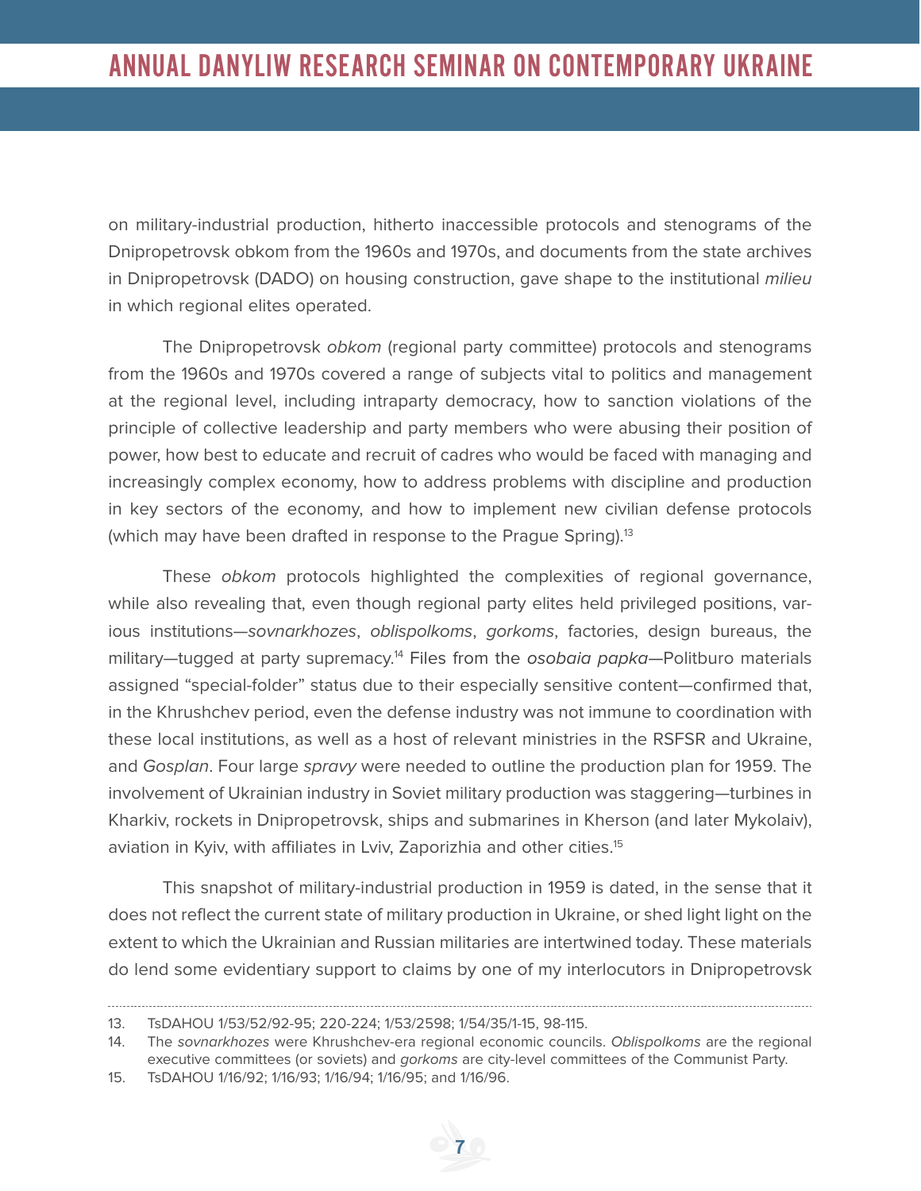on military-industrial production, hitherto inaccessible protocols and stenograms of the Dnipropetrovsk obkom from the 1960s and 1970s, and documents from the state archives in Dnipropetrovsk (DADO) on housing construction, gave shape to the institutional *milieu* in which regional elites operated.

The Dnipropetrovsk *obkom* (regional party committee) protocols and stenograms from the 1960s and 1970s covered a range of subjects vital to politics and management at the regional level, including intraparty democracy, how to sanction violations of the principle of collective leadership and party members who were abusing their position of power, how best to educate and recruit of cadres who would be faced with managing and increasingly complex economy, how to address problems with discipline and production in key sectors of the economy, and how to implement new civilian defense protocols (which may have been drafted in response to the Prague Spring).[13]

These *obkom* protocols highlighted the complexities of regional governance, while also revealing that, even though regional party elites held privileged positions, various institutions—*sovnarkhozes*, *oblispolkoms*, *gorkoms*, factories, design bureaus, the military—tugged at party supremacy.[14] Files from the *osobaia papka*—Politburo materials assigned "special-folder" status due to their especially sensitive content—confirmed that, in the Khrushchev period, even the defense industry was not immune to coordination with these local institutions, as well as a host of relevant ministries in the RSFSR and Ukraine, and *Gosplan*. Four large *spravy* were needed to outline the production plan for 1959. The involvement of Ukrainian industry in Soviet military production was staggering—turbines in Kharkiv, rockets in Dnipropetrovsk, ships and submarines in Kherson (and later Mykolaiv), aviation in Kyiv, with affiliates in Lviv, Zaporizhia and other cities.[15]

This snapshot of military-industrial production in 1959 is dated, in the sense that it does not reflect the current state of military production in Ukraine, or shed light light on the extent to which the Ukrainian and Russian militaries are intertwined today. These materials do lend some evidentiary support to claims by one of my interlocutors in Dnipropetrovsk

---

13. TsDAHOU 1/53/52/92-95; 220-224; 1/53/2598; 1/54/35/1-15, 98-115.
14. The *sovnarkhozes* were Khrushchev-era regional economic councils. *Oblispolkoms* are the regional executive committees (or soviets) and *gorkoms* are city-level committees of the Communist Party.
15. TsDAHOU 1/16/92; 1/16/93; 1/16/94; 1/16/95; and 1/16/96.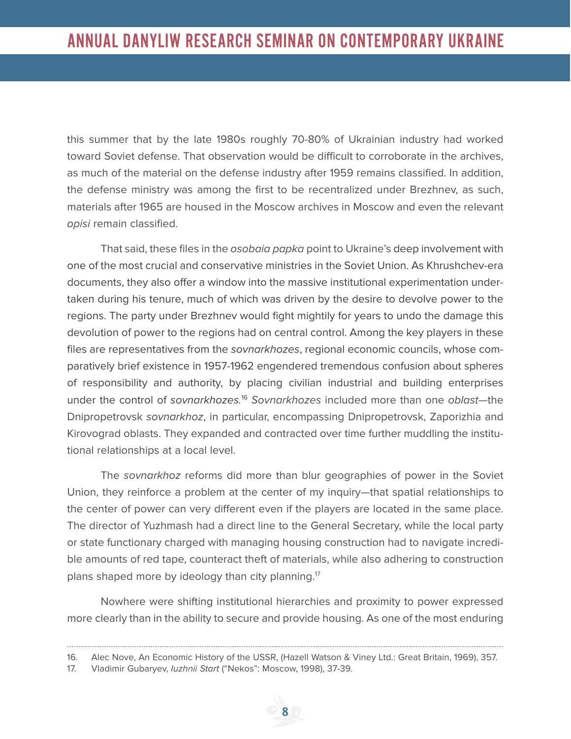this summer that by the late 1980s roughly 70-80% of Ukrainian industry had worked toward Soviet defense. That observation would be difficult to corroborate in the archives, as much of the material on the defense industry after 1959 remains classified. In addition, the defense ministry was among the first to be recentralized under Brezhnev, as such, materials after 1965 are housed in the Moscow archives in Moscow and even the relevant *opisi* remain classified.

That said, these files in the *osobaia papka* point to Ukraine's deep involvement with one of the most crucial and conservative ministries in the Soviet Union. As Khrushchev-era documents, they also offer a window into the massive institutional experimentation undertaken during his tenure, much of which was driven by the desire to devolve power to the regions. The party under Brezhnev would fight mightily for years to undo the damage this devolution of power to the regions had on central control. Among the key players in these files are representatives from the *sovnarkhozes*, regional economic councils, whose comparatively brief existence in 1957-1962 engendered tremendous confusion about spheres of responsibility and authority, by placing civilian industrial and building enterprises under the control of *sovnarkhozes.*[16] *Sovnarkhozes* included more than one *oblast*—the Dnipropetrovsk *sovnarkhoz*, in particular, encompassing Dnipropetrovsk, Zaporizhia and Kirovograd oblasts. They expanded and contracted over time further muddling the institutional relationships at a local level.

The *sovnarkhoz* reforms did more than blur geographies of power in the Soviet Union, they reinforce a problem at the center of my inquiry—that spatial relationships to the center of power can very different even if the players are located in the same place. The director of Yuzhmash had a direct line to the General Secretary, while the local party or state functionary charged with managing housing construction had to navigate incredible amounts of red tape, counteract theft of materials, while also adhering to construction plans shaped more by ideology than city planning.[17]

Nowhere were shifting institutional hierarchies and proximity to power expressed more clearly than in the ability to secure and provide housing. As one of the most enduring

---

16. Alec Nove, An Economic History of the USSR, (Hazell Watson & Viney Ltd.: Great Britain, 1969), 357.
17. Vladimir Gubaryev, *Iuzhnii Start* ("Nekos": Moscow, 1998), 37-39.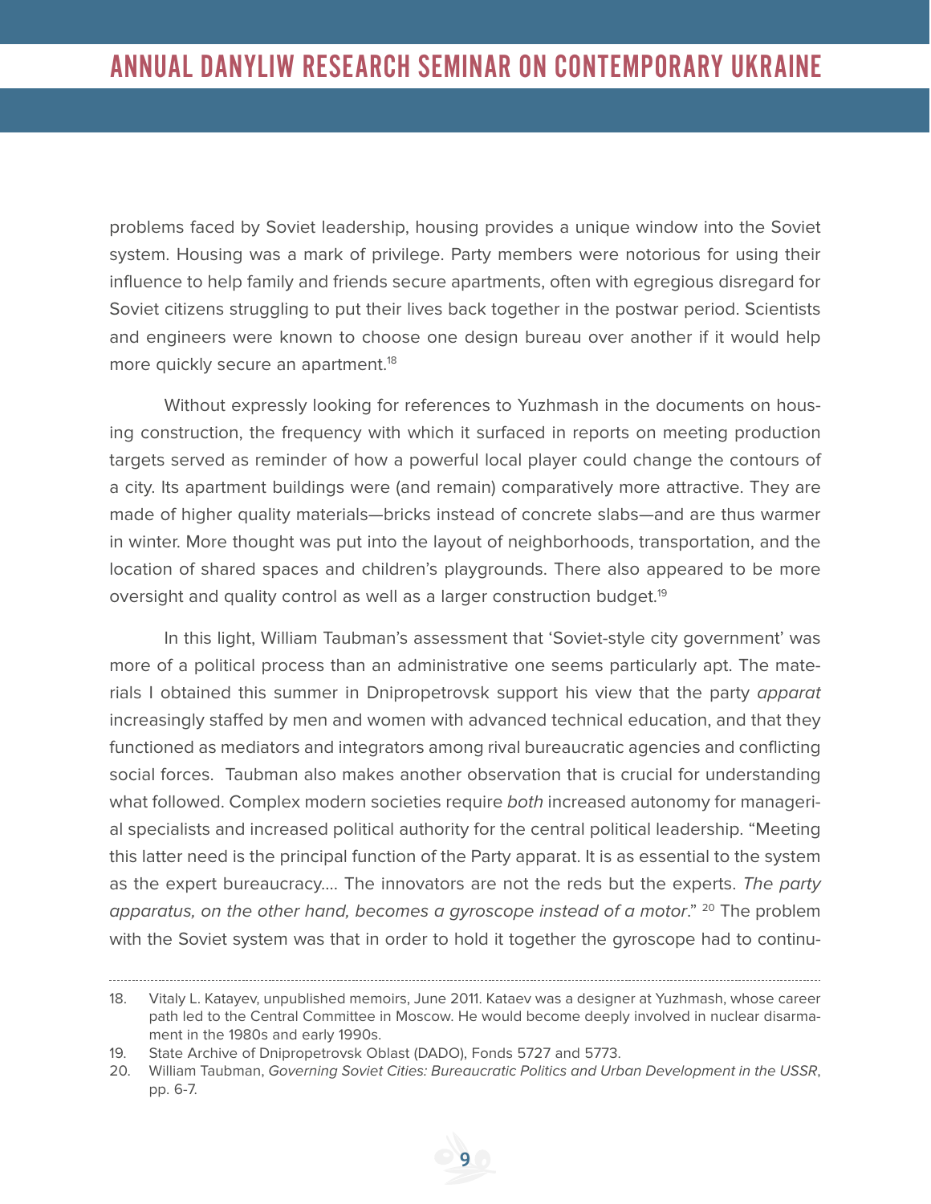problems faced by Soviet leadership, housing provides a unique window into the Soviet system. Housing was a mark of privilege. Party members were notorious for using their influence to help family and friends secure apartments, often with egregious disregard for Soviet citizens struggling to put their lives back together in the postwar period. Scientists and engineers were known to choose one design bureau over another if it would help more quickly secure an apartment.[18]

Without expressly looking for references to Yuzhmash in the documents on housing construction, the frequency with which it surfaced in reports on meeting production targets served as reminder of how a powerful local player could change the contours of a city. Its apartment buildings were (and remain) comparatively more attractive. They are made of higher quality materials—bricks instead of concrete slabs—and are thus warmer in winter. More thought was put into the layout of neighborhoods, transportation, and the location of shared spaces and children's playgrounds. There also appeared to be more oversight and quality control as well as a larger construction budget.[19]

In this light, William Taubman's assessment that 'Soviet-style city government' was more of a political process than an administrative one seems particularly apt. The materials I obtained this summer in Dnipropetrovsk support his view that the party *apparat* increasingly staffed by men and women with advanced technical education, and that they functioned as mediators and integrators among rival bureaucratic agencies and conflicting social forces. Taubman also makes another observation that is crucial for understanding what followed. Complex modern societies require *both* increased autonomy for managerial specialists and increased political authority for the central political leadership. "Meeting this latter need is the principal function of the Party apparat. It is as essential to the system as the expert bureaucracy.... The innovators are not the reds but the experts. *The party apparatus, on the other hand, becomes a gyroscope instead of a motor*." [20] The problem with the Soviet system was that in order to hold it together the gyroscope had to continu-

---

18. Vitaly L. Katayev, unpublished memoirs, June 2011. Kataev was a designer at Yuzhmash, whose career path led to the Central Committee in Moscow. He would become deeply involved in nuclear disarmament in the 1980s and early 1990s.
19. State Archive of Dnipropetrovsk Oblast (DADO), Fonds 5727 and 5773.
20. William Taubman, *Governing Soviet Cities: Bureaucratic Politics and Urban Development in the USSR*, pp. 6-7.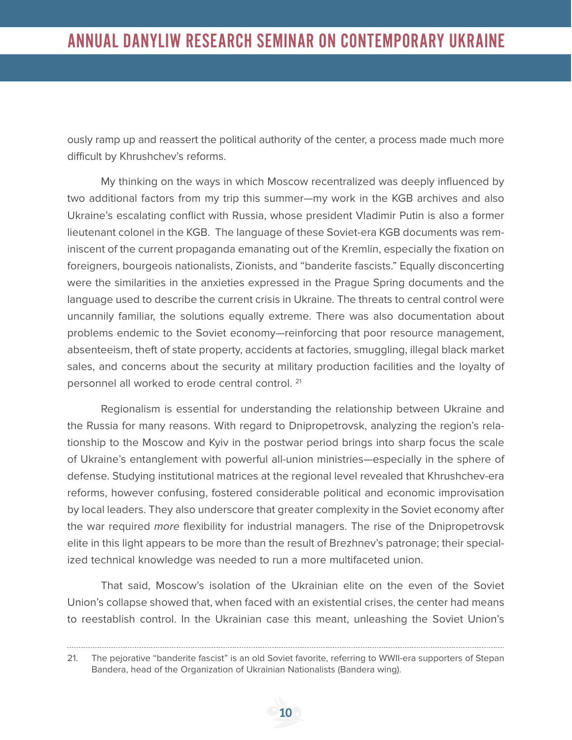ously ramp up and reassert the political authority of the center, a process made much more difficult by Khrushchev's reforms.

My thinking on the ways in which Moscow recentralized was deeply influenced by two additional factors from my trip this summer—my work in the KGB archives and also Ukraine's escalating conflict with Russia, whose president Vladimir Putin is also a former lieutenant colonel in the KGB. The language of these Soviet-era KGB documents was reminiscent of the current propaganda emanating out of the Kremlin, especially the fixation on foreigners, bourgeois nationalists, Zionists, and "banderite fascists." Equally disconcerting were the similarities in the anxieties expressed in the Prague Spring documents and the language used to describe the current crisis in Ukraine. The threats to central control were uncannily familiar, the solutions equally extreme. There was also documentation about problems endemic to the Soviet economy—reinforcing that poor resource management, absenteeism, theft of state property, accidents at factories, smuggling, illegal black market sales, and concerns about the security at military production facilities and the loyalty of personnel all worked to erode central control. [21]

Regionalism is essential for understanding the relationship between Ukraine and the Russia for many reasons. With regard to Dnipropetrovsk, analyzing the region's relationship to the Moscow and Kyiv in the postwar period brings into sharp focus the scale of Ukraine's entanglement with powerful all-union ministries—especially in the sphere of defense. Studying institutional matrices at the regional level revealed that Khrushchev-era reforms, however confusing, fostered considerable political and economic improvisation by local leaders. They also underscore that greater complexity in the Soviet economy after the war required *more* flexibility for industrial managers. The rise of the Dnipropetrovsk elite in this light appears to be more than the result of Brezhnev's patronage; their specialized technical knowledge was needed to run a more multifaceted union.

That said, Moscow's isolation of the Ukrainian elite on the even of the Soviet Union's collapse showed that, when faced with an existential crises, the center had means to reestablish control. In the Ukrainian case this meant, unleashing the Soviet Union's

---

21. The pejorative "banderite fascist" is an old Soviet favorite, referring to WWII-era supporters of Stepan Bandera, head of the Organization of Ukrainian Nationalists (Bandera wing).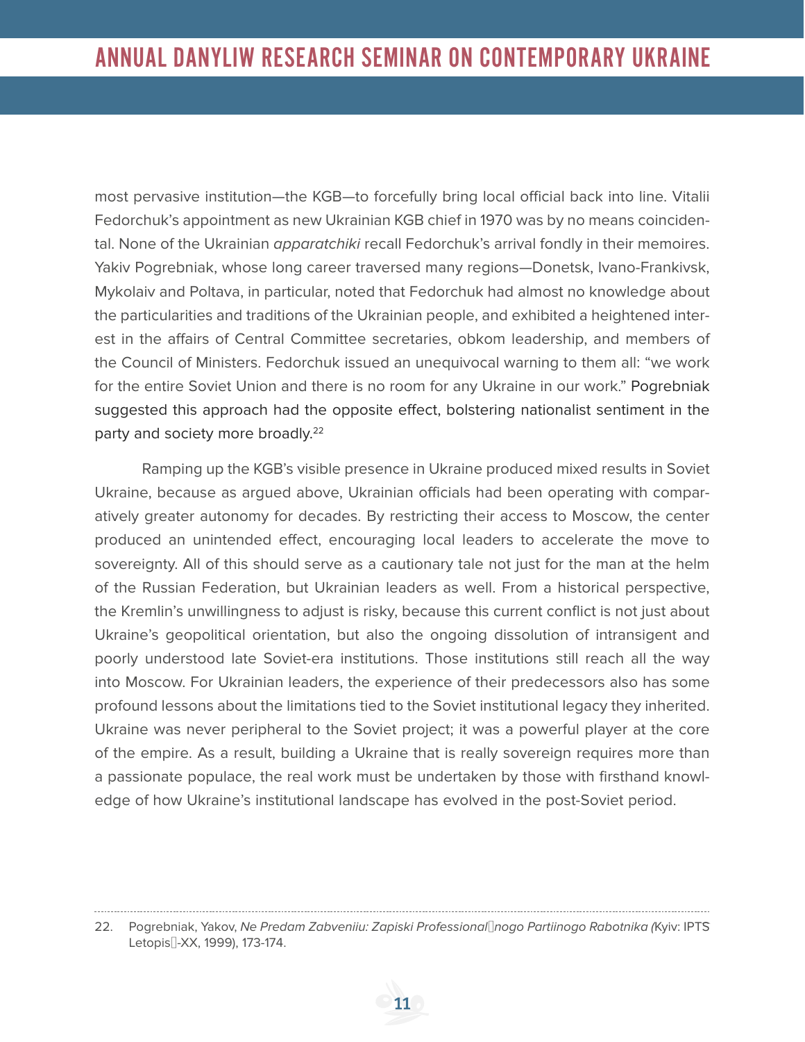most pervasive institution—the KGB—to forcefully bring local official back into line. Vitalii Fedorchuk's appointment as new Ukrainian KGB chief in 1970 was by no means coincidental. None of the Ukrainian *apparatchiki* recall Fedorchuk's arrival fondly in their memoires. Yakiv Pogrebniak, whose long career traversed many regions—Donetsk, Ivano-Frankivsk, Mykolaiv and Poltava, in particular, noted that Fedorchuk had almost no knowledge about the particularities and traditions of the Ukrainian people, and exhibited a heightened interest in the affairs of Central Committee secretaries, obkom leadership, and members of the Council of Ministers. Fedorchuk issued an unequivocal warning to them all: "we work for the entire Soviet Union and there is no room for any Ukraine in our work." Pogrebniak suggested this approach had the opposite effect, bolstering nationalist sentiment in the party and society more broadly.[22]

Ramping up the KGB's visible presence in Ukraine produced mixed results in Soviet Ukraine, because as argued above, Ukrainian officials had been operating with comparatively greater autonomy for decades. By restricting their access to Moscow, the center produced an unintended effect, encouraging local leaders to accelerate the move to sovereignty. All of this should serve as a cautionary tale not just for the man at the helm of the Russian Federation, but Ukrainian leaders as well. From a historical perspective, the Kremlin's unwillingness to adjust is risky, because this current conflict is not just about Ukraine's geopolitical orientation, but also the ongoing dissolution of intransigent and poorly understood late Soviet-era institutions. Those institutions still reach all the way into Moscow. For Ukrainian leaders, the experience of their predecessors also has some profound lessons about the limitations tied to the Soviet institutional legacy they inherited. Ukraine was never peripheral to the Soviet project; it was a powerful player at the core of the empire. As a result, building a Ukraine that is really sovereign requires more than a passionate populace, the real work must be undertaken by those with firsthand knowledge of how Ukraine's institutional landscape has evolved in the post-Soviet period.

---

22. Pogrebniak, Yakov, *Ne Predam Zabveniiu: Zapiski Professional*ʹ*nogo Partiinogo Rabotnika (*Kyiv: IPTS Letopisʹ-XX, 1999), 173-174.